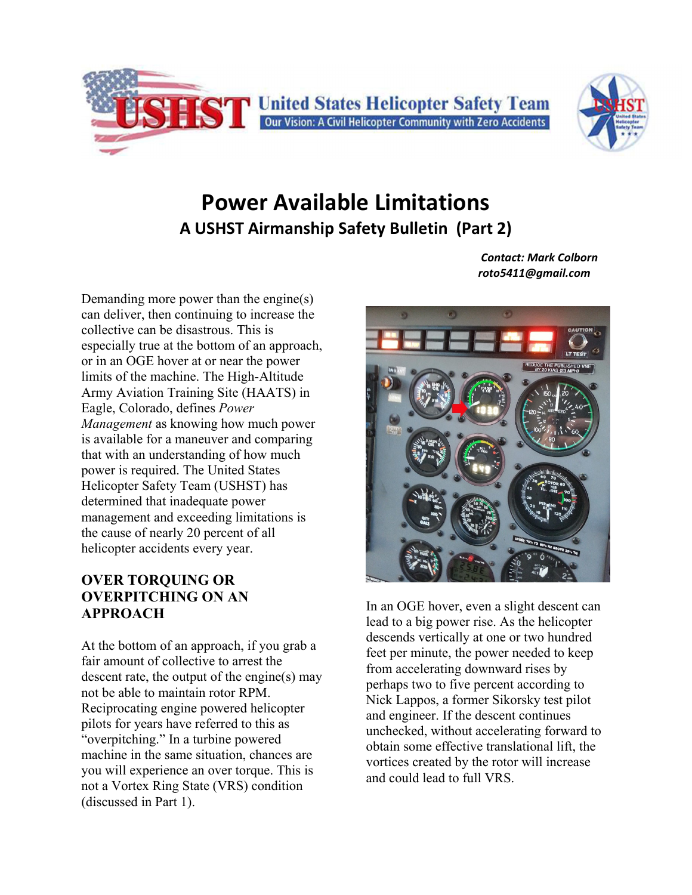# Power Available Limitations

## A USHST Airmanship Safety Bulletin (Part 2)

***Contact: Mark Colborn***
***roto5411@gmail.com***

Demanding more power than the engine(s) can deliver, then continuing to increase the collective can be disastrous. This is especially true at the bottom of an approach, or in an OGE hover at or near the power limits of the machine. The High-Altitude Army Aviation Training Site (HAATS) in Eagle, Colorado, defines *Power Management* as knowing how much power is available for a maneuver and comparing that with an understanding of how much power is required. The United States Helicopter Safety Team (USHST) has determined that inadequate power management and exceeding limitations is the cause of nearly 20 percent of all helicopter accidents every year.

### OVER TORQUING OR OVERPITCHING ON AN APPROACH

At the bottom of an approach, if you grab a fair amount of collective to arrest the descent rate, the output of the engine(s) may not be able to maintain rotor RPM. Reciprocating engine powered helicopter pilots for years have referred to this as "overpitching." In a turbine powered machine in the same situation, chances are you will experience an over torque. This is not a Vortex Ring State (VRS) condition (discussed in Part 1).

In an OGE hover, even a slight descent can lead to a big power rise. As the helicopter descends vertically at one or two hundred feet per minute, the power needed to keep from accelerating downward rises by perhaps two to five percent according to Nick Lappos, a former Sikorsky test pilot and engineer. If the descent continues unchecked, without accelerating forward to obtain some effective translational lift, the vortices created by the rotor will increase and could lead to full VRS.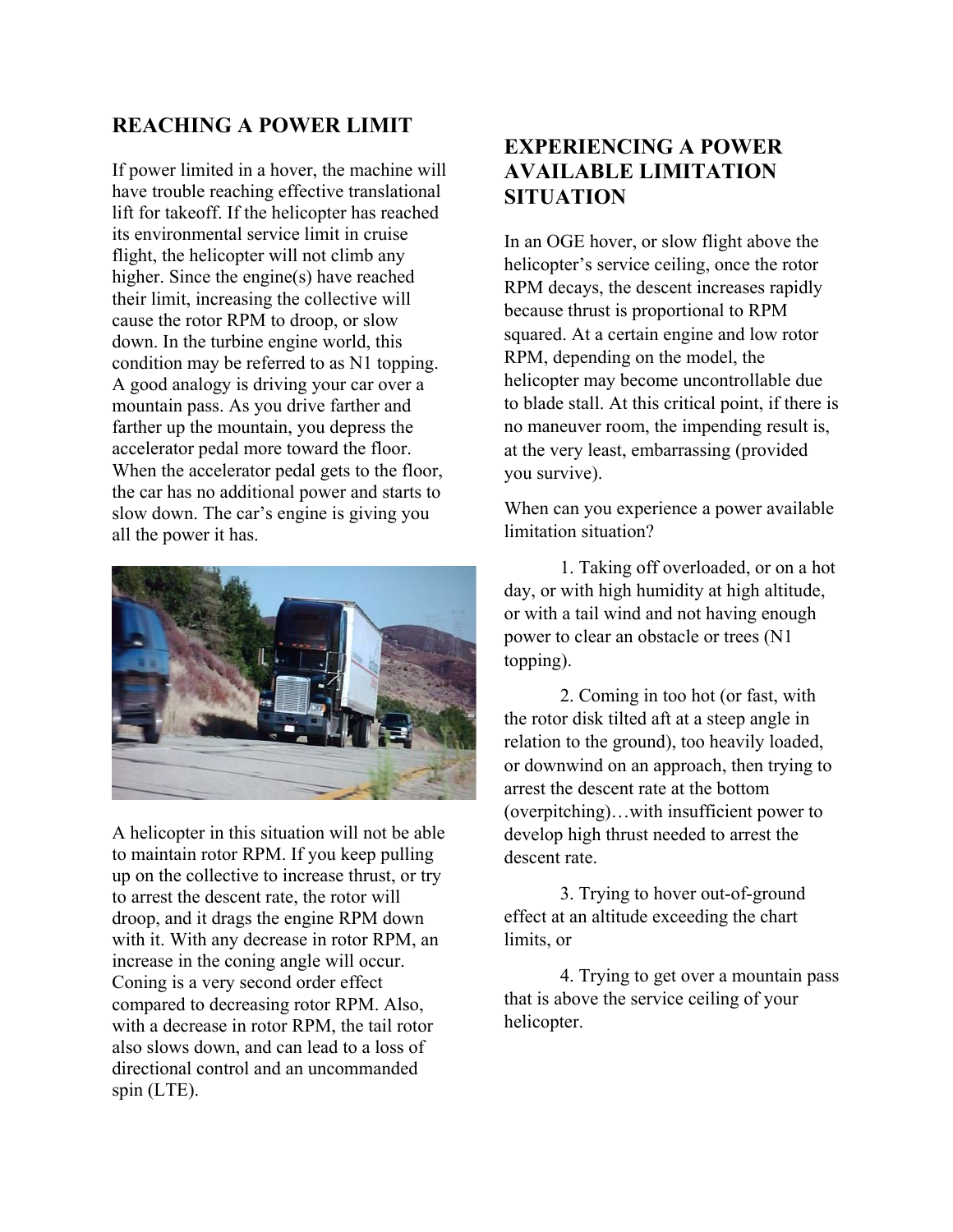## REACHING A POWER LIMIT

If power limited in a hover, the machine will have trouble reaching effective translational lift for takeoff. If the helicopter has reached its environmental service limit in cruise flight, the helicopter will not climb any higher. Since the engine(s) have reached their limit, increasing the collective will cause the rotor RPM to droop, or slow down. In the turbine engine world, this condition may be referred to as N1 topping. A good analogy is driving your car over a mountain pass. As you drive farther and farther up the mountain, you depress the accelerator pedal more toward the floor. When the accelerator pedal gets to the floor, the car has no additional power and starts to slow down. The car's engine is giving you all the power it has.

A helicopter in this situation will not be able to maintain rotor RPM. If you keep pulling up on the collective to increase thrust, or try to arrest the descent rate, the rotor will droop, and it drags the engine RPM down with it. With any decrease in rotor RPM, an increase in the coning angle will occur. Coning is a very second order effect compared to decreasing rotor RPM. Also, with a decrease in rotor RPM, the tail rotor also slows down, and can lead to a loss of directional control and an uncommanded spin (LTE).

## EXPERIENCING A POWER AVAILABLE LIMITATION SITUATION

In an OGE hover, or slow flight above the helicopter's service ceiling, once the rotor RPM decays, the descent increases rapidly because thrust is proportional to RPM squared. At a certain engine and low rotor RPM, depending on the model, the helicopter may become uncontrollable due to blade stall. At this critical point, if there is no maneuver room, the impending result is, at the very least, embarrassing (provided you survive).

When can you experience a power available limitation situation?

1. Taking off overloaded, or on a hot day, or with high humidity at high altitude, or with a tail wind and not having enough power to clear an obstacle or trees (N1 topping).

2. Coming in too hot (or fast, with the rotor disk tilted aft at a steep angle in relation to the ground), too heavily loaded, or downwind on an approach, then trying to arrest the descent rate at the bottom (overpitching)…with insufficient power to develop high thrust needed to arrest the descent rate.

3. Trying to hover out-of-ground effect at an altitude exceeding the chart limits, or

4. Trying to get over a mountain pass that is above the service ceiling of your helicopter.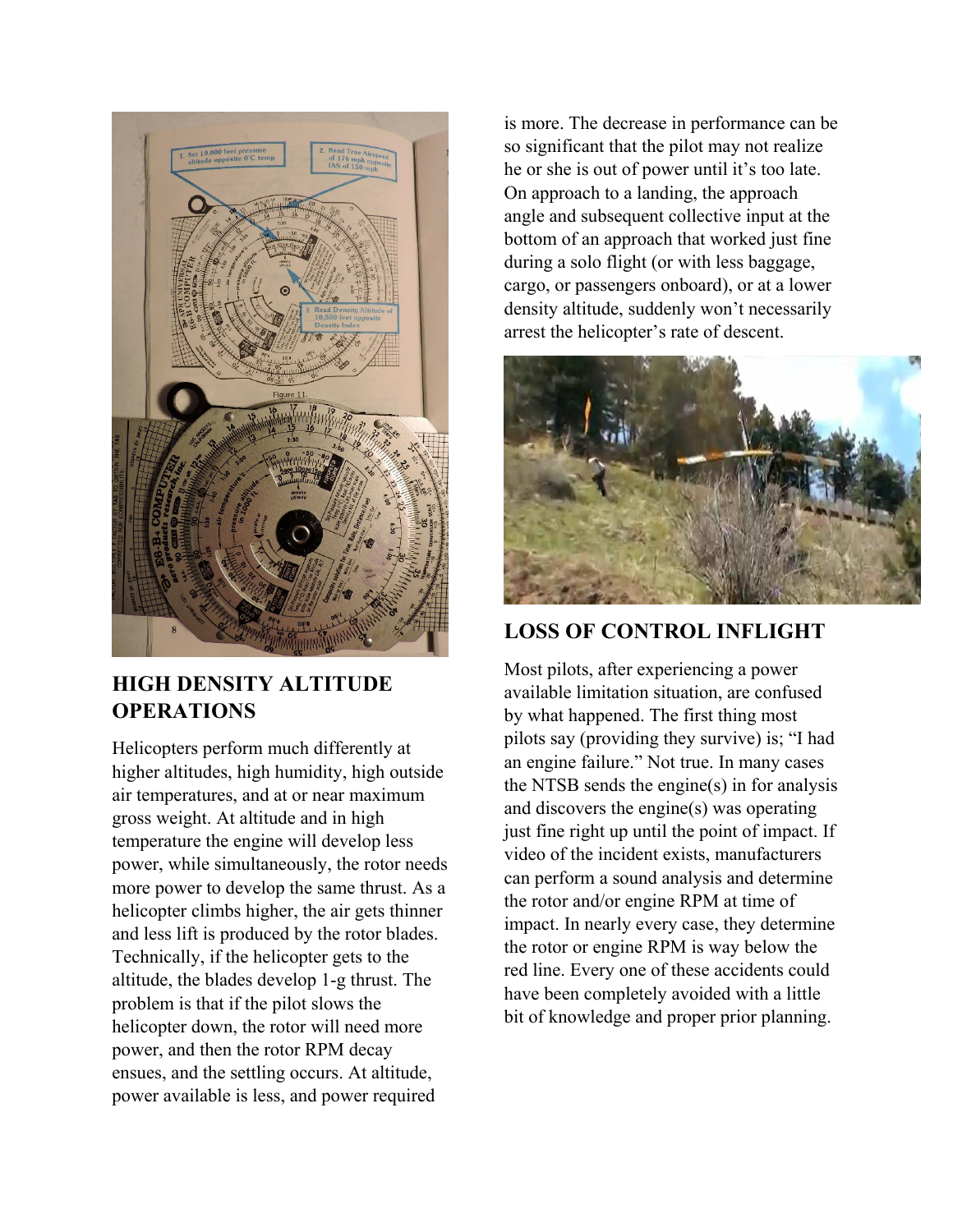## HIGH DENSITY ALTITUDE OPERATIONS

Helicopters perform much differently at higher altitudes, high humidity, high outside air temperatures, and at or near maximum gross weight. At altitude and in high temperature the engine will develop less power, while simultaneously, the rotor needs more power to develop the same thrust. As a helicopter climbs higher, the air gets thinner and less lift is produced by the rotor blades. Technically, if the helicopter gets to the altitude, the blades develop 1-g thrust. The problem is that if the pilot slows the helicopter down, the rotor will need more power, and then the rotor RPM decay ensues, and the settling occurs. At altitude, power available is less, and power required is more. The decrease in performance can be so significant that the pilot may not realize he or she is out of power until it's too late. On approach to a landing, the approach angle and subsequent collective input at the bottom of an approach that worked just fine during a solo flight (or with less baggage, cargo, or passengers onboard), or at a lower density altitude, suddenly won't necessarily arrest the helicopter's rate of descent.

## LOSS OF CONTROL INFLIGHT

Most pilots, after experiencing a power available limitation situation, are confused by what happened. The first thing most pilots say (providing they survive) is; "I had an engine failure." Not true. In many cases the NTSB sends the engine(s) in for analysis and discovers the engine(s) was operating just fine right up until the point of impact. If video of the incident exists, manufacturers can perform a sound analysis and determine the rotor and/or engine RPM at time of impact. In nearly every case, they determine the rotor or engine RPM is way below the red line. Every one of these accidents could have been completely avoided with a little bit of knowledge and proper prior planning.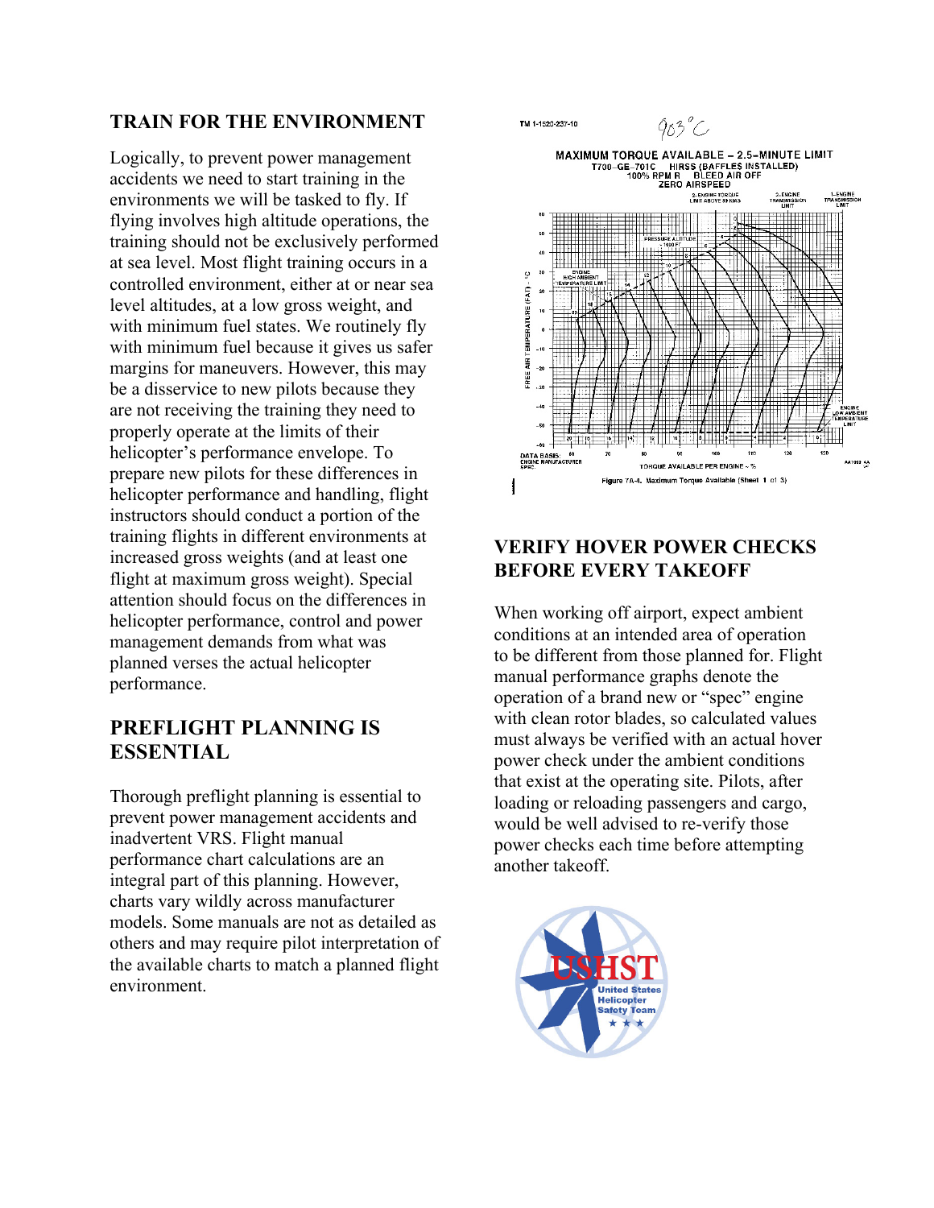## TRAIN FOR THE ENVIRONMENT

Logically, to prevent power management accidents we need to start training in the environments we will be tasked to fly. If flying involves high altitude operations, the training should not be exclusively performed at sea level. Most flight training occurs in a controlled environment, either at or near sea level altitudes, at a low gross weight, and with minimum fuel states. We routinely fly with minimum fuel because it gives us safer margins for maneuvers. However, this may be a disservice to new pilots because they are not receiving the training they need to properly operate at the limits of their helicopter's performance envelope. To prepare new pilots for these differences in helicopter performance and handling, flight instructors should conduct a portion of the training flights in different environments at increased gross weights (and at least one flight at maximum gross weight). Special attention should focus on the differences in helicopter performance, control and power management demands from what was planned verses the actual helicopter performance.

## PREFLIGHT PLANNING IS ESSENTIAL

Thorough preflight planning is essential to prevent power management accidents and inadvertent VRS. Flight manual performance chart calculations are an integral part of this planning. However, charts vary wildly across manufacturer models. Some manuals are not as detailed as others and may require pilot interpretation of the available charts to match a planned flight environment.

TM 1-1520-237-10

903°C

MAXIMUM TORQUE AVAILABLE – 2.5-MINUTE LIMIT
T700-GE-701C HIRSS (BAFFLES INSTALLED)
100% RPM R BLEED AIR OFF
ZERO AIRSPEED

2-ENGINE TORQUE LIMIT ABOVE 80 KIAS
2-ENGINE TRANSMISSION LIMIT
1-ENGINE TRANSMISSION LIMIT
PRESSURE ALTITUDE ~ 1000 FT
ENGINE HIGH AMBIENT TEMPERATURE LIMIT
ENGINE LOW AMBIENT TEMPERATURE LIMIT
FREE AIR TEMPERATURE (FAT) ~ °C
DATA BASIS: ENGINE MANUFACTURER SPEC.
TORQUE AVAILABLE PER ENGINE ~ %

Figure 7A-4. Maximum Torque Available (Sheet 1 of 3)

## VERIFY HOVER POWER CHECKS BEFORE EVERY TAKEOFF

When working off airport, expect ambient conditions at an intended area of operation to be different from those planned for. Flight manual performance graphs denote the operation of a brand new or "spec" engine with clean rotor blades, so calculated values must always be verified with an actual hover power check under the ambient conditions that exist at the operating site. Pilots, after loading or reloading passengers and cargo, would be well advised to re-verify those power checks each time before attempting another takeoff.

USHST
United States Helicopter Safety Team